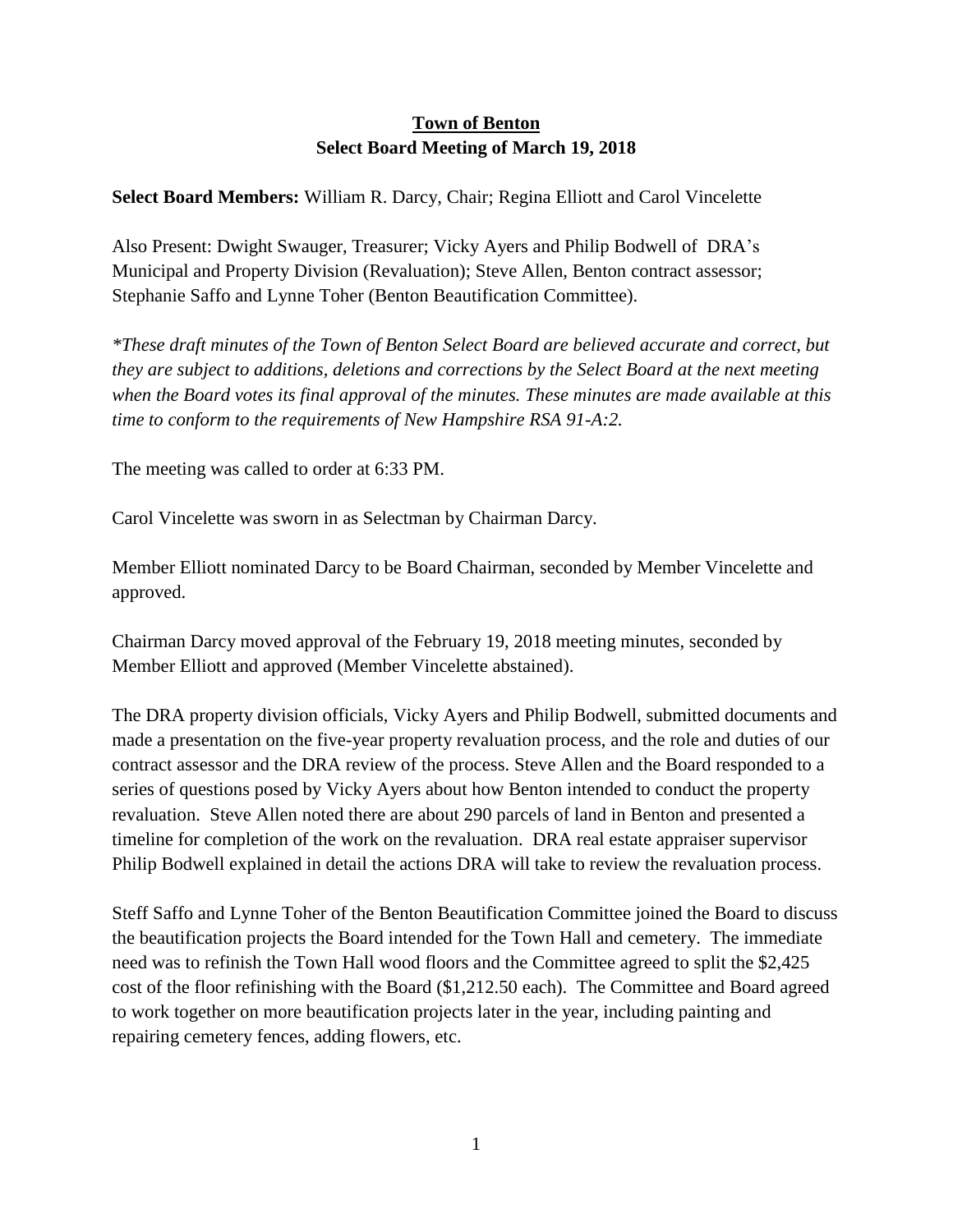# Town of Benton
## Select Board Meeting of March 19, 2018

**Select Board Members:** William R. Darcy, Chair; Regina Elliott and Carol Vincelette

Also Present: Dwight Swauger, Treasurer; Vicky Ayers and Philip Bodwell of DRA's Municipal and Property Division (Revaluation); Steve Allen, Benton contract assessor; Stephanie Saffo and Lynne Toher (Benton Beautification Committee).

*\*These draft minutes of the Town of Benton Select Board are believed accurate and correct, but they are subject to additions, deletions and corrections by the Select Board at the next meeting when the Board votes its final approval of the minutes. These minutes are made available at this time to conform to the requirements of New Hampshire RSA 91-A:2.*

The meeting was called to order at 6:33 PM.

Carol Vincelette was sworn in as Selectman by Chairman Darcy.

Member Elliott nominated Darcy to be Board Chairman, seconded by Member Vincelette and approved.

Chairman Darcy moved approval of the February 19, 2018 meeting minutes, seconded by Member Elliott and approved (Member Vincelette abstained).

The DRA property division officials, Vicky Ayers and Philip Bodwell, submitted documents and made a presentation on the five-year property revaluation process, and the role and duties of our contract assessor and the DRA review of the process. Steve Allen and the Board responded to a series of questions posed by Vicky Ayers about how Benton intended to conduct the property revaluation. Steve Allen noted there are about 290 parcels of land in Benton and presented a timeline for completion of the work on the revaluation. DRA real estate appraiser supervisor Philip Bodwell explained in detail the actions DRA will take to review the revaluation process.

Steff Saffo and Lynne Toher of the Benton Beautification Committee joined the Board to discuss the beautification projects the Board intended for the Town Hall and cemetery. The immediate need was to refinish the Town Hall wood floors and the Committee agreed to split the $2,425 cost of the floor refinishing with the Board ($1,212.50 each). The Committee and Board agreed to work together on more beautification projects later in the year, including painting and repairing cemetery fences, adding flowers, etc.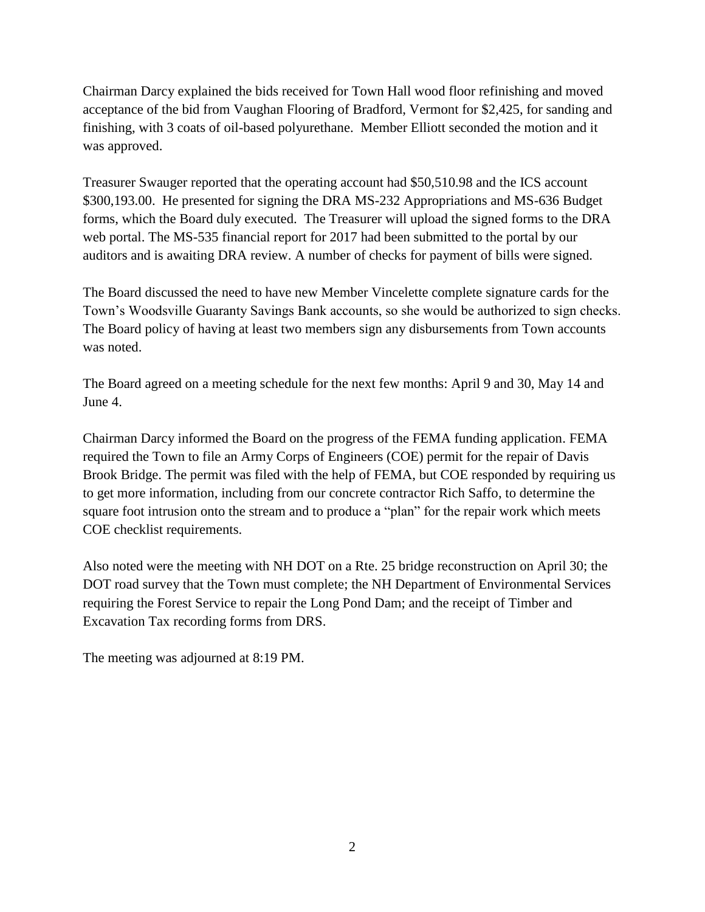Chairman Darcy explained the bids received for Town Hall wood floor refinishing and moved acceptance of the bid from Vaughan Flooring of Bradford, Vermont for $2,425, for sanding and finishing, with 3 coats of oil-based polyurethane. Member Elliott seconded the motion and it was approved.

Treasurer Swauger reported that the operating account had $50,510.98 and the ICS account $300,193.00. He presented for signing the DRA MS-232 Appropriations and MS-636 Budget forms, which the Board duly executed. The Treasurer will upload the signed forms to the DRA web portal. The MS-535 financial report for 2017 had been submitted to the portal by our auditors and is awaiting DRA review. A number of checks for payment of bills were signed.

The Board discussed the need to have new Member Vincelette complete signature cards for the Town's Woodsville Guaranty Savings Bank accounts, so she would be authorized to sign checks. The Board policy of having at least two members sign any disbursements from Town accounts was noted.

The Board agreed on a meeting schedule for the next few months: April 9 and 30, May 14 and June 4.

Chairman Darcy informed the Board on the progress of the FEMA funding application. FEMA required the Town to file an Army Corps of Engineers (COE) permit for the repair of Davis Brook Bridge. The permit was filed with the help of FEMA, but COE responded by requiring us to get more information, including from our concrete contractor Rich Saffo, to determine the square foot intrusion onto the stream and to produce a "plan" for the repair work which meets COE checklist requirements.

Also noted were the meeting with NH DOT on a Rte. 25 bridge reconstruction on April 30; the DOT road survey that the Town must complete; the NH Department of Environmental Services requiring the Forest Service to repair the Long Pond Dam; and the receipt of Timber and Excavation Tax recording forms from DRS.

The meeting was adjourned at 8:19 PM.